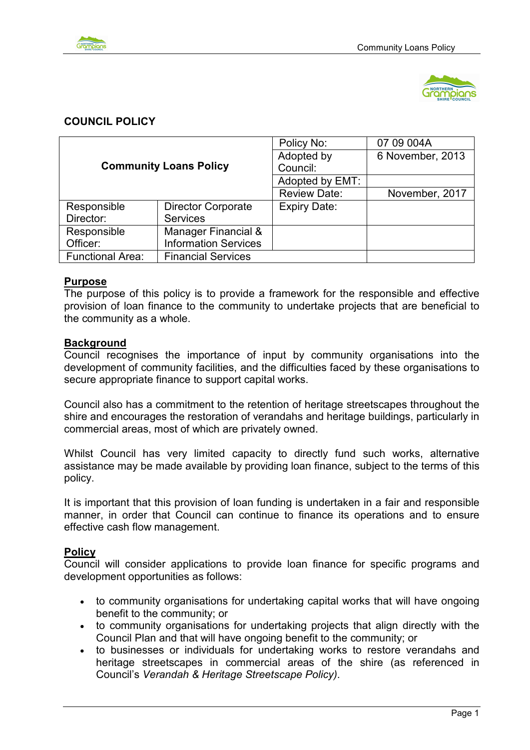**COUNCIL POLICY**

| Community Loans Policy | | Policy No: | 07 09 004A |
|---|---|---|---|
| | | Adopted by Council: | 6 November, 2013 |
| | | Adopted by EMT: | |
| | | Review Date: | November, 2017 |
| Responsible Director: | Director Corporate Services | Expiry Date: | |
| Responsible Officer: | Manager Financial & Information Services | | |
| Functional Area: | Financial Services | | |

## Purpose

The purpose of this policy is to provide a framework for the responsible and effective provision of loan finance to the community to undertake projects that are beneficial to the community as a whole.

## Background

Council recognises the importance of input by community organisations into the development of community facilities, and the difficulties faced by these organisations to secure appropriate finance to support capital works.

Council also has a commitment to the retention of heritage streetscapes throughout the shire and encourages the restoration of verandahs and heritage buildings, particularly in commercial areas, most of which are privately owned.

Whilst Council has very limited capacity to directly fund such works, alternative assistance may be made available by providing loan finance, subject to the terms of this policy.

It is important that this provision of loan funding is undertaken in a fair and responsible manner, in order that Council can continue to finance its operations and to ensure effective cash flow management.

## Policy

Council will consider applications to provide loan finance for specific programs and development opportunities as follows:

- to community organisations for undertaking capital works that will have ongoing benefit to the community; or
- to community organisations for undertaking projects that align directly with the Council Plan and that will have ongoing benefit to the community; or
- to businesses or individuals for undertaking works to restore verandahs and heritage streetscapes in commercial areas of the shire (as referenced in Council's *Verandah & Heritage Streetscape Policy)*.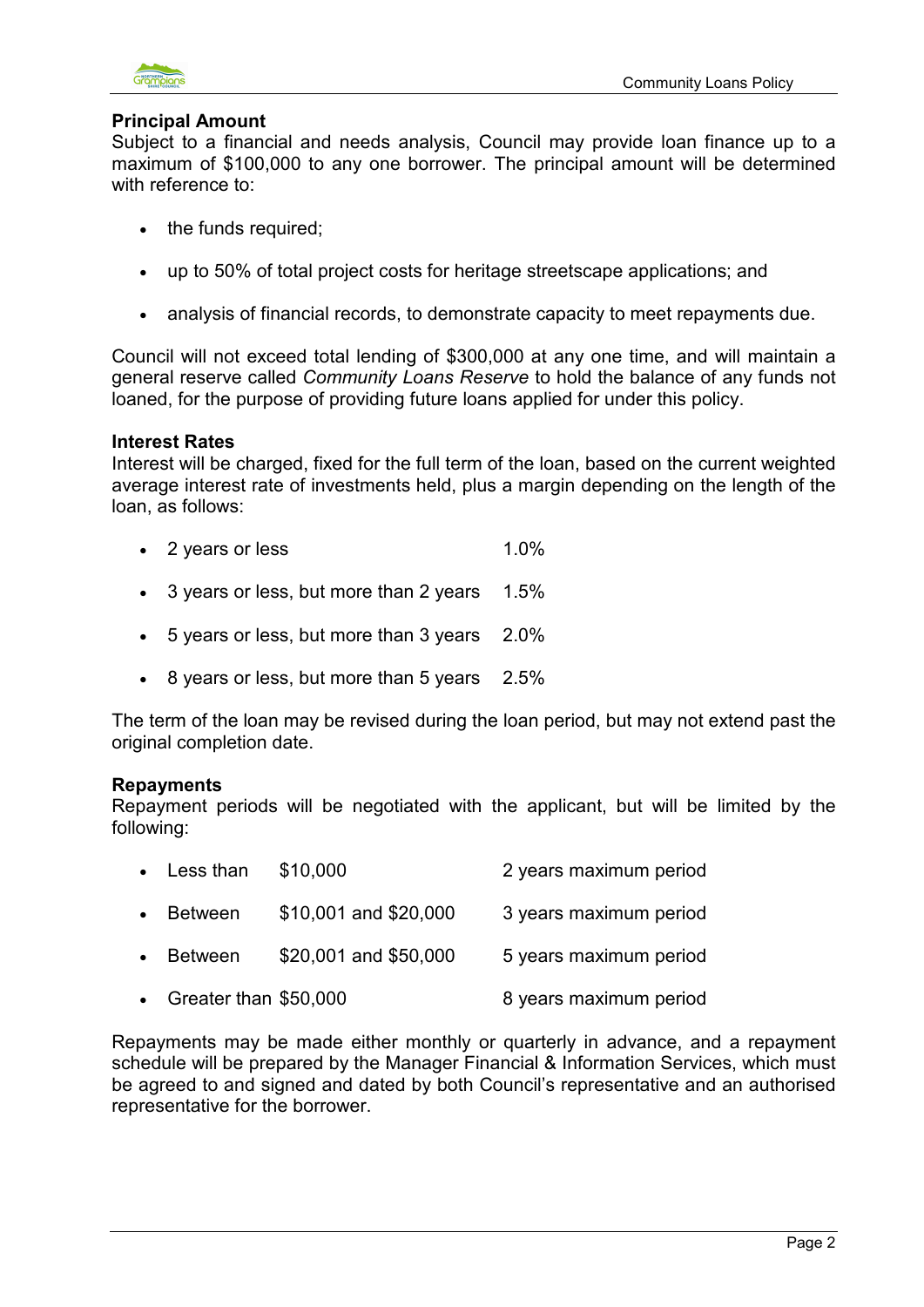**Principal Amount**
Subject to a financial and needs analysis, Council may provide loan finance up to a maximum of $100,000 to any one borrower. The principal amount will be determined with reference to:

- the funds required;
- up to 50% of total project costs for heritage streetscape applications; and
- analysis of financial records, to demonstrate capacity to meet repayments due.

Council will not exceed total lending of $300,000 at any one time, and will maintain a general reserve called *Community Loans Reserve* to hold the balance of any funds not loaned, for the purpose of providing future loans applied for under this policy.

**Interest Rates**
Interest will be charged, fixed for the full term of the loan, based on the current weighted average interest rate of investments held, plus a margin depending on the length of the loan, as follows:

- 2 years or less 1.0%
- 3 years or less, but more than 2 years 1.5%
- 5 years or less, but more than 3 years 2.0%
- 8 years or less, but more than 5 years 2.5%

The term of the loan may be revised during the loan period, but may not extend past the original completion date.

**Repayments**
Repayment periods will be negotiated with the applicant, but will be limited by the following:

- Less than $10,000 2 years maximum period
- Between $10,001 and $20,000 3 years maximum period
- Between $20,001 and $50,000 5 years maximum period
- Greater than $50,000 8 years maximum period

Repayments may be made either monthly or quarterly in advance, and a repayment schedule will be prepared by the Manager Financial & Information Services, which must be agreed to and signed and dated by both Council's representative and an authorised representative for the borrower.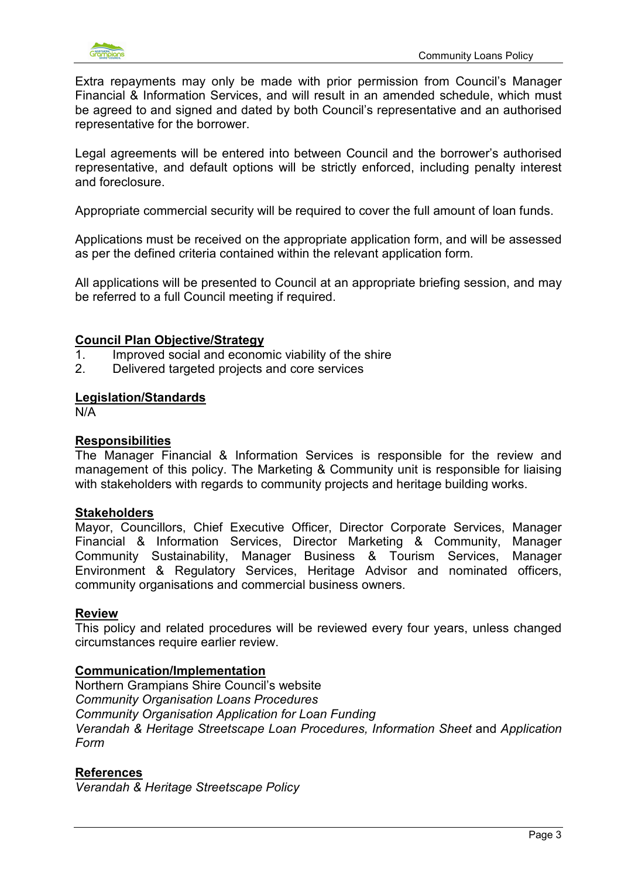Extra repayments may only be made with prior permission from Council's Manager Financial & Information Services, and will result in an amended schedule, which must be agreed to and signed and dated by both Council's representative and an authorised representative for the borrower.

Legal agreements will be entered into between Council and the borrower's authorised representative, and default options will be strictly enforced, including penalty interest and foreclosure.

Appropriate commercial security will be required to cover the full amount of loan funds.

Applications must be received on the appropriate application form, and will be assessed as per the defined criteria contained within the relevant application form.

All applications will be presented to Council at an appropriate briefing session, and may be referred to a full Council meeting if required.

## Council Plan Objective/Strategy

1. Improved social and economic viability of the shire
2. Delivered targeted projects and core services

## Legislation/Standards

N/A

## Responsibilities

The Manager Financial & Information Services is responsible for the review and management of this policy. The Marketing & Community unit is responsible for liaising with stakeholders with regards to community projects and heritage building works.

## Stakeholders

Mayor, Councillors, Chief Executive Officer, Director Corporate Services, Manager Financial & Information Services, Director Marketing & Community, Manager Community Sustainability, Manager Business & Tourism Services, Manager Environment & Regulatory Services, Heritage Advisor and nominated officers, community organisations and commercial business owners.

## Review

This policy and related procedures will be reviewed every four years, unless changed circumstances require earlier review.

## Communication/Implementation

Northern Grampians Shire Council's website
*Community Organisation Loans Procedures*
*Community Organisation Application for Loan Funding*
*Verandah & Heritage Streetscape Loan Procedures, Information Sheet* and *Application Form*

## References

*Verandah & Heritage Streetscape Policy*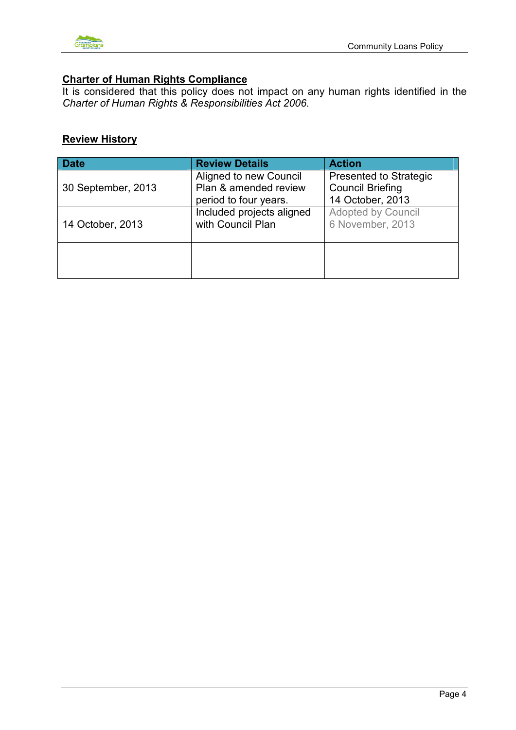## Charter of Human Rights Compliance

It is considered that this policy does not impact on any human rights identified in the *Charter of Human Rights & Responsibilities Act 2006.*

## Review History

| Date | Review Details | Action |
|---|---|---|
| 30 September, 2013 | Aligned to new Council Plan & amended review period to four years. | Presented to Strategic Council Briefing 14 October, 2013 |
| 14 October, 2013 | Included projects aligned with Council Plan | Adopted by Council 6 November, 2013 |
| | | |